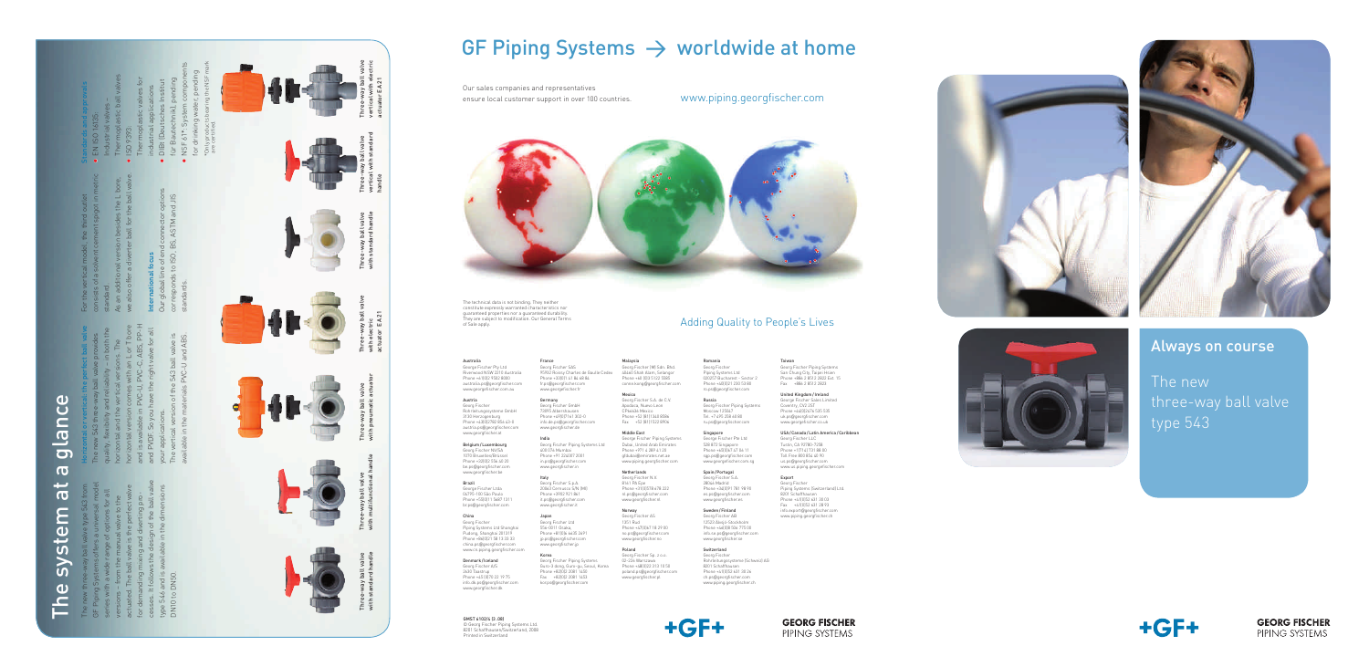# The system at a glance

The new three-way ball valve type 543 from GF Piping Systems offers a universal model series with a wide range of options for all versions – from the manual valve to the actuated. The ball valve is the perfect valve for demanding mixing and diverting processes. It follows the design of the ball valve type 546 and is available in the dimensions DN10 to DN50.

### Horizontal or vertical: the perfect ball valve

The new 543 three-way ball valve provides quality, flexibility and reliability – in both the horizontal and the vertical versions. The horizontal version comes with an L or T bore and is available in PVC-U, PVC-C, ABS, PP-H and PVDF. So you have the right valve for all your applications.

The vertical version of the 543 ball valve is available in the materials PVC-U and ABS.

For the vertical model, the third outlet consists of a solvent cement spigot in metric standard.

As an additional version besides the L bore, we also offer a diverter ball for the ball valve.

### International focus

Our global line of end connector options corresponds to ISO, BS, ASTM and JIS standards.

### Standards and approvals

- EN ISO 16135: Industrial valves – Thermoplastic ball valves
- ISO 9393: Thermoplastic valves for industrial applications
- DIBt (Deutsches Institut für Bautechnik) pending
- NSF 61*: System components for drinking water, pending

*Only products bearing the NSF mark are certified

Three-way ball valve with standard handle

Three-way ball valve with multifunctional handle

Three-way ball valve with pneumatic actuator

Three-way ball valve with electric actuator EA21

Three-way ball valve with standard handle

Three-way ball valve vertical with standard handle

Three-way ball valve vertical with electric actuator EA21

# GF Piping Systems → worldwide at home

Our sales companies and representatives ensure local customer support in over 100 countries.

www.piping.georgfischer.com

The technical data is not binding. They neither constitute expressly warranted characteristics nor guaranteed properties nor a guaranteed durability. They are subject to modification. Our General Terms of Sale apply.

Adding Quality to People's Lives

**Australia**
George Fischer Pty Ltd
Riverwood NSW 2210 Australia
Phone +61(0)2 9502 8000
australia.ps@georgfischer.com
www.georgfischer.com.au

**Austria**
Georg Fischer
Rohrleitungssysteme GmbH
3130 Herzogenburg
Phone +43(0)2782 856 43-0
austria.ps@georgfischer.com
www.georgfischer.at

**Belgium/Luxembourg**
Georg Fischer NV/SA
1070 Bruxelles/Brüssel
Phone +32(0)2 556 40 20
be.ps@georgfischer.com
www.georgfischer.be

**Brazil**
George Fischer Ltda
04795-100 São Paulo
Phone +55(0)11 5687 1311
br.ps@georgfischer.com

**China**
Georg Fischer
Piping Systems Ltd Shanghai
Pudong, Shanghai 201319
Phone +86(0)21 58 13 33 33
china.ps@georgfischer.com
www.cn.piping.georgfischer.com

**Denmark/Iceland**
Georg Fischer A/S
2630 Taastrup
Phone +45 (0)70 22 19 75
info.dk.ps@georgfischer.com
www.georgfischer.dk

**France**
Georg Fischer SAS
95932 Roissy Charles de Gaulle Cedex
Phone +33(0)1 41 84 68 84
fr.ps@georgfischer.com
www.georgfischer.fr

**Germany**
Georg Fischer GmbH
73095 Albershausen
Phone +49(0)7161 302-0
info.de.ps@georgfischer.com
www.georgfischer.de

**India**
Georg Fischer Piping Systems Ltd
400 076 Mumbai
Phone +91 224007 2001
in.ps@georgfischer.com
www.georgfischer.in

**Italy**
Georg Fischer S.p.A.
20063 Cernusco S/N (MI)
Phone +3902 921 861
it.ps@georgfischer.com
www.georgfischer.it

**Japan**
Georg Fischer Ltd
556-0011 Osaka,
Phone +81(0)6 6635 2691
jp.ps@georgfischer.com
www.georgfischer.jp

**Korea**
Georg Fischer Piping Systems
Guro-3 dong, Guro-gu, Seoul, Korea
Phone +82(0)2 2081 1450
Fax +82(0)2 2081 1453
korea.ps@georgfischer.com

**Malaysia**
Georg Fischer (M) Sdn. Bhd.
40460 Shah Alam, Selangor
Phone +60 (0)3 5122 5585
conne.kung@georgfischer.com

**Mexico**
Georg Fischer S.A. de C.V.
Apodaca, Nuevo Leon
CP66636 Mexico
Phone +52 (81)1340 8586
Fax +52 (81)1522 8906

**Middle East**
George Fischer Piping Systems
Dubai, United Arab Emirates
Phone +971 4 289 49 20
gfdubai@emirates.net.ae
www.piping.georgfischer.com

**Netherlands**
Georg Fischer N.V.
8161 PA Epe
Phone +31(0)578 678 222
nl.ps@georgfischer.com
www.georgfischer.nl

**Norway**
Georg Fischer AS
1351 Rud
Phone +47(0)67 18 29 00
no.ps@georgfischer.com
www.georgfischer.no

**Poland**
Georg Fischer Sp. z o.o.
02-226 Warszawa
Phone +48(0)22 313 10 50
poland.ps@georgfischer.com
www.georgfischer.pl

**Romania**
Georg Fischer
Piping Systems Ltd
020257 Bucharest - Sector 2
Phone +40(0)21 230 53 80
ro.ps@georgfischer.com

**Russia**
Georg Fischer Piping Systems
Moscow 125047
Tel. +7 495 258 60 80
ru.ps@georgfischer.com

**Singapore**
George Fischer Pte Ltd
528 872 Singapore
Phone +65(0)67 47 06 11
sgp.ps@georgfischer.com
www.georgfischer.com.sg

**Spain/Portugal**
Georg Fischer S.A.
28046 Madrid
Phone +34(0)91 781 98 90
es.ps@georgfischer.com
www.georgfischer.es

**Sweden/Finland**
Georg Fischer AB
12523 Älvsjö-Stockholm
Phone +46(0)8 506 775 00
info.se.ps@georgfischer.com
www.georgfischer.se

**Switzerland**
Georg Fischer
Rohrleitungssysteme (Schweiz) AG
8201 Schaffhausen
Phone +41(0)52 631 30 26
ch.ps@georgfischer.com
www.piping.georgfischer.ch

**Taiwan**
Georg Fischer Piping Systems
San Chung City, Taipei Hsien
Phone +886 2 8512 2822 Ext. 15
Fax +886 2 8512 2823

**United Kingdom/Ireland**
George Fischer Sales Limited
Coventry, CV2 2ST
Phone +44(0)2476 535 535
uk.ps@georgfischer.com
www.georgfischer.co.uk

**USA/Canada/Latin America/Caribbean**
George Fischer LLC
Tustin, CA 92780-7258
Phone +1(714) 731 88 00
Toll Free 800 854 40 90
us.ps@georgfischer.com
www.us.piping.georgfischer.com

**Export**
Georg Fischer
Piping Systems (Switzerland) Ltd.
8201 Schaffhausen
Phone +41(0)52 631 30 03
Fax +41(0)52 631 28 93
info.export@georgfischer.com
www.piping.georgfischer.ch

GMST 6102/4 (3.08)
© Georg Fischer Piping Systems Ltd.
8201 Schaffhausen/Switzerland, 2008
Printed in Switzerland

+GF+

GEORG FISCHER
PIPING SYSTEMS

## Always on course

The new three-way ball valve type 543

+GF+

GEORG FISCHER
PIPING SYSTEMS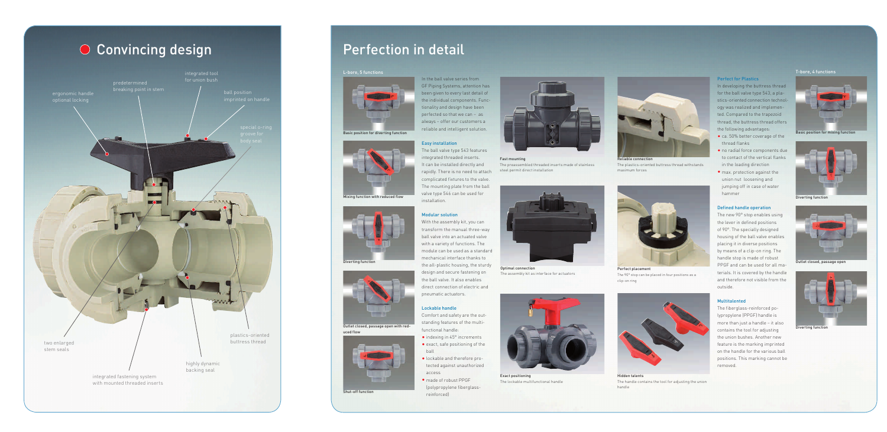# Convincing design

ergonomic handle optional locking

predetermined breaking point in stem

integrated tool for union bush

ball position imprinted on handle

special o-ring groove for body seal

two enlarged stem seals

plastics-oriented buttress thread

highly dynamic backing seal

integrated fastening system with mounted threaded inserts

# Perfection in detail

### L-bore, 5 functions

Basic position for diverting function

Mixing function with reduced flow

Diverting function

Outlet closed, passage open with reduced flow

Shut-off function

In the ball valve series from GF Piping Systems, attention has been given to every last detail of the individual components. Functionality and design have been perfected so that we can – as always – offer our customers a reliable and intelligent solution.

### Easy installation

The ball valve type 543 features integrated threaded inserts. It can be installed directly and rapidly. There is no need to attach complicated fixtures to the valve. The mounting plate from the ball valve type 546 can be used for installation.

### Modular solution

With the assembly kit, you can transform the manual three-way ball valve into an actuated valve with a variety of functions. The module can be used as a standard mechanical interface thanks to the all-plastic housing, the sturdy design and secure fastening on the ball valve. It also enables direct connection of electric and pneumatic actuators.

### Lockable handle

Comfort and safety are the outstanding features of the multi-functional handle:

- indexing in 45° increments
- exact, safe positioning of the ball
- lockable and therefore protected against unauthorized access
- made of robust PPGF (polypropylene fiberglass-reinforced)

**Fast mounting**
The preassembled threaded inserts made of stainless steel permit direct installation

**Optimal connection**
The assembly kit as interface for actuators

**Exact positioning**
The lockable multifunctional handle

**Reliable connection**
The plastics-oriented buttress thread withstands maximum forces

**Perfect placement**
The 90° stop can be placed in four positions as a clip-on ring

**Hidden talents**
The handle contains the tool for adjusting the union handle

### Perfect for Plastics

In developing the buttress thread for the ball valve type 543, a plastics-oriented connection technology was realized and implemented. Compared to the trapezoid thread, the buttress thread offers the following advantages:

- ca. 50% better coverage of the thread flanks
- no radial force components due to contact of the vertical flanks in the loading direction
- max. protection against the union nut loosening and jumping off in case of water hammer

### Defined handle operation

The new 90° stop enables using the lever in defined positions of 90°. The specially designed housing of the ball valve enables placing it in diverse positions by means of a clip-on ring. The handle stop is made of robust PPGF and can be used for all materials. It is covered by the handle and therefore not visible from the outside.

### Multitalented

The fiberglass-reinforced polypropylene (PPGF) handle is more than just a handle – it also contains the tool for adjusting the union bushes. Another new feature is the marking imprinted on the handle for the various ball positions. This marking cannot be removed.

### T-bore, 4 functions

Basic position for mixing function

Diverting function

Outlet closed, passage open

Diverting function